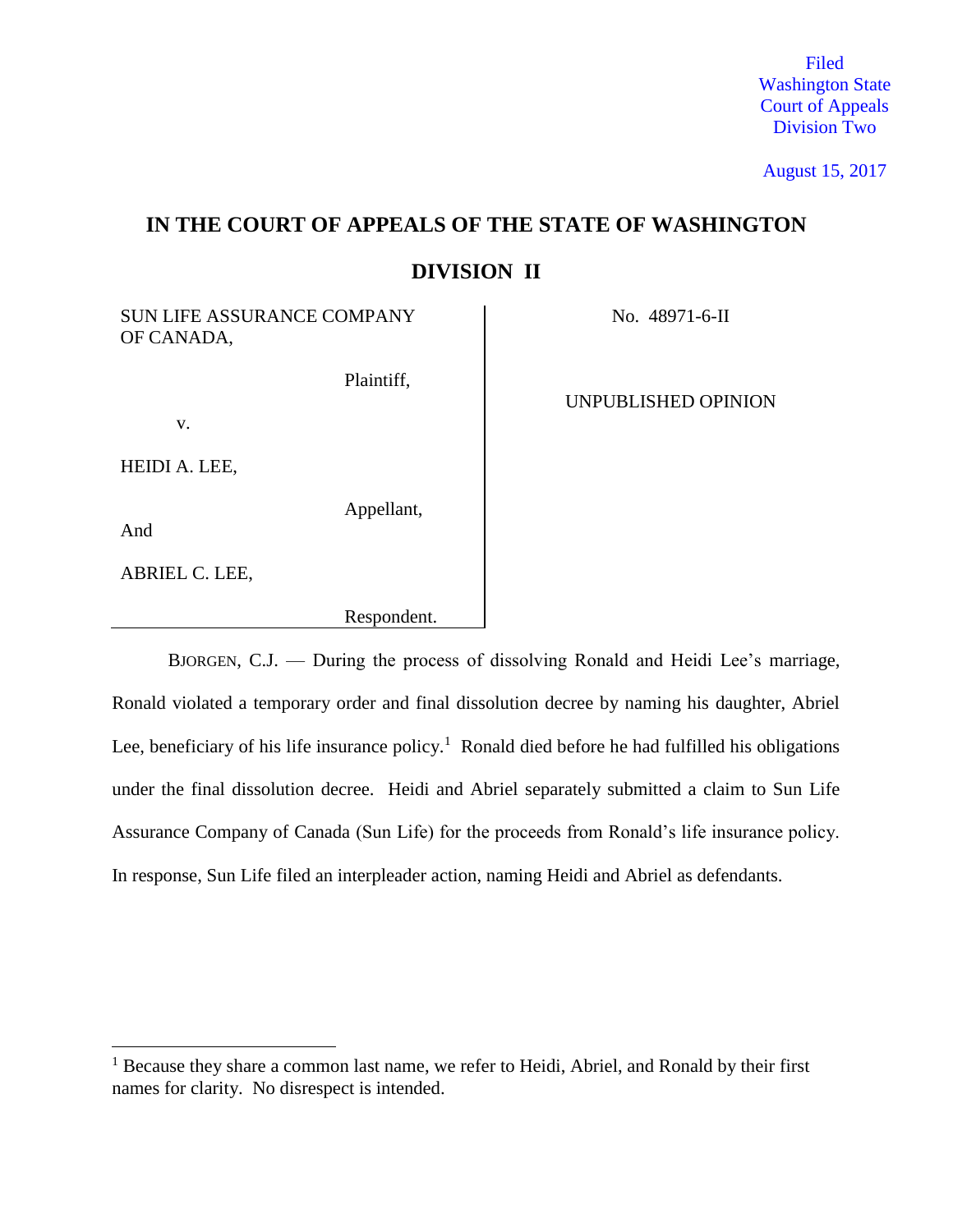Filed
Washington State
Court of Appeals
Division Two

August 15, 2017

# IN THE COURT OF APPEALS OF THE STATE OF WASHINGTON

## DIVISION II

| | |
|---|---|
| SUN LIFE ASSURANCE COMPANY OF CANADA,<br><br>Plaintiff,<br><br>v.<br><br>HEIDI A. LEE,<br><br>Appellant,<br><br>And<br><br>ABRIEL C. LEE,<br><br>Respondent. | No. 48971-6-II<br><br>UNPUBLISHED OPINION |

BJORGEN, C.J. — During the process of dissolving Ronald and Heidi Lee's marriage, Ronald violated a temporary order and final dissolution decree by naming his daughter, Abriel Lee, beneficiary of his life insurance policy.[1] Ronald died before he had fulfilled his obligations under the final dissolution decree. Heidi and Abriel separately submitted a claim to Sun Life Assurance Company of Canada (Sun Life) for the proceeds from Ronald's life insurance policy. In response, Sun Life filed an interpleader action, naming Heidi and Abriel as defendants.

[1] Because they share a common last name, we refer to Heidi, Abriel, and Ronald by their first names for clarity. No disrespect is intended.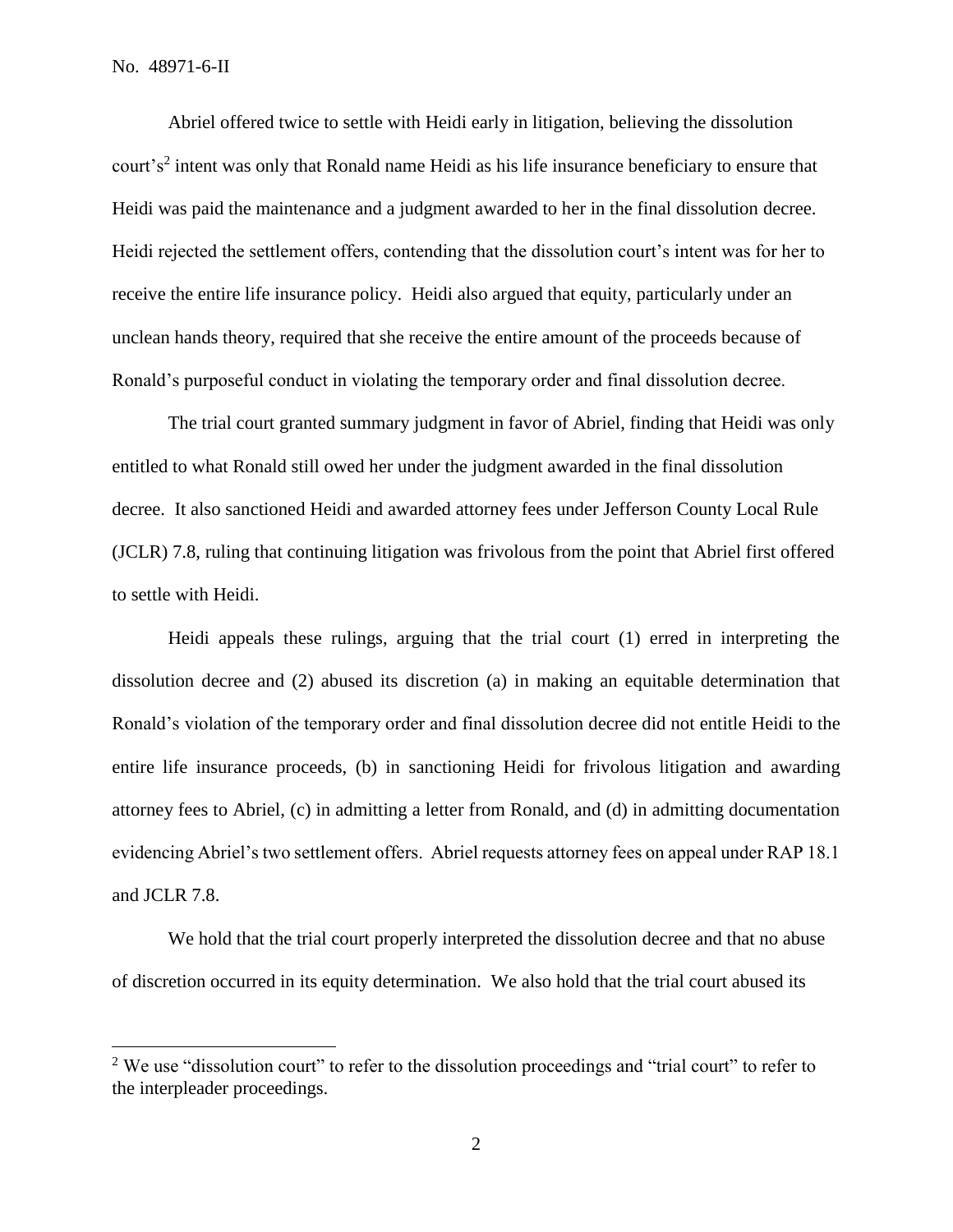Abriel offered twice to settle with Heidi early in litigation, believing the dissolution court's[2] intent was only that Ronald name Heidi as his life insurance beneficiary to ensure that Heidi was paid the maintenance and a judgment awarded to her in the final dissolution decree. Heidi rejected the settlement offers, contending that the dissolution court's intent was for her to receive the entire life insurance policy. Heidi also argued that equity, particularly under an unclean hands theory, required that she receive the entire amount of the proceeds because of Ronald's purposeful conduct in violating the temporary order and final dissolution decree.

The trial court granted summary judgment in favor of Abriel, finding that Heidi was only entitled to what Ronald still owed her under the judgment awarded in the final dissolution decree. It also sanctioned Heidi and awarded attorney fees under Jefferson County Local Rule (JCLR) 7.8, ruling that continuing litigation was frivolous from the point that Abriel first offered to settle with Heidi.

Heidi appeals these rulings, arguing that the trial court (1) erred in interpreting the dissolution decree and (2) abused its discretion (a) in making an equitable determination that Ronald's violation of the temporary order and final dissolution decree did not entitle Heidi to the entire life insurance proceeds, (b) in sanctioning Heidi for frivolous litigation and awarding attorney fees to Abriel, (c) in admitting a letter from Ronald, and (d) in admitting documentation evidencing Abriel's two settlement offers. Abriel requests attorney fees on appeal under RAP 18.1 and JCLR 7.8.

We hold that the trial court properly interpreted the dissolution decree and that no abuse of discretion occurred in its equity determination. We also hold that the trial court abused its

---

[2] We use "dissolution court" to refer to the dissolution proceedings and "trial court" to refer to the interpleader proceedings.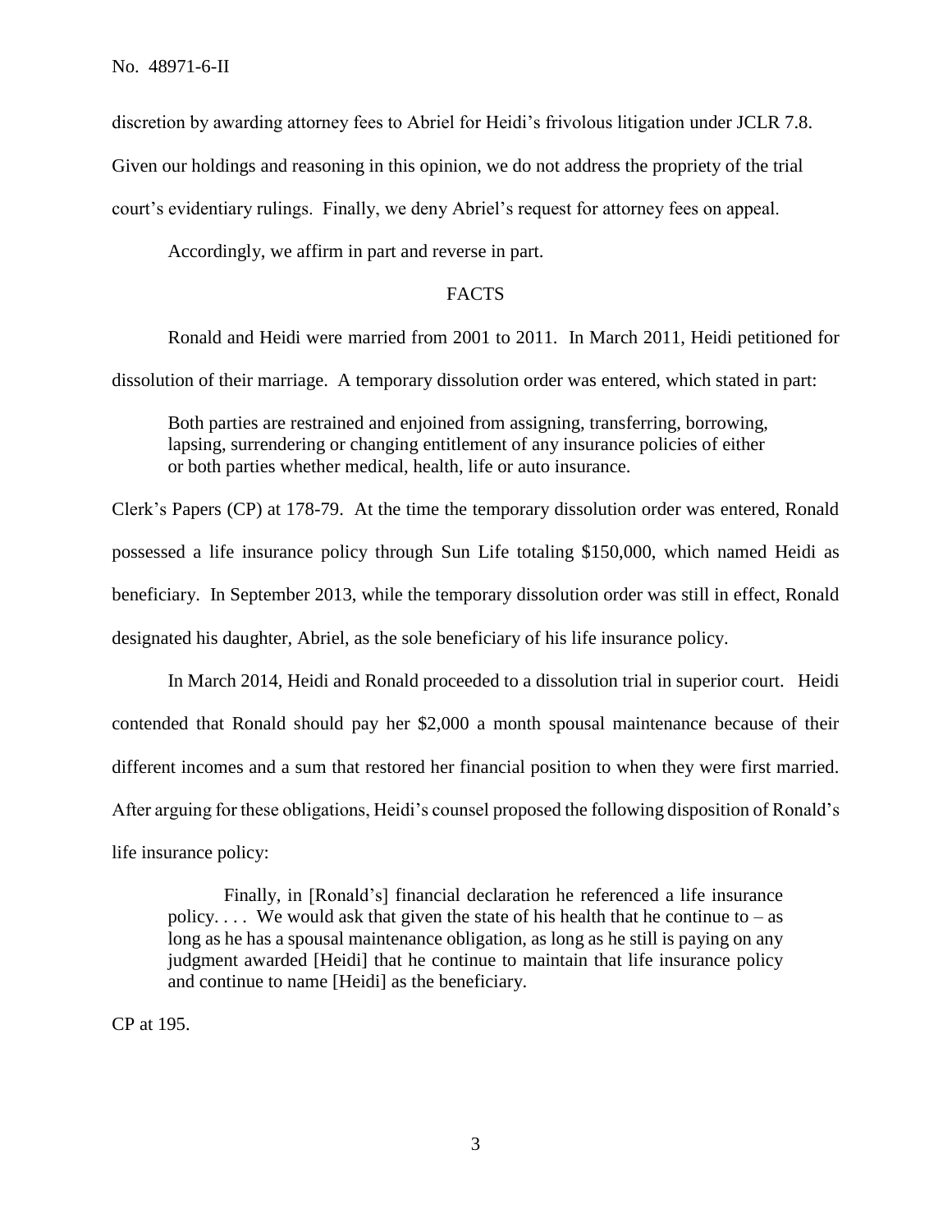discretion by awarding attorney fees to Abriel for Heidi's frivolous litigation under JCLR 7.8. Given our holdings and reasoning in this opinion, we do not address the propriety of the trial court's evidentiary rulings. Finally, we deny Abriel's request for attorney fees on appeal.

Accordingly, we affirm in part and reverse in part.

## FACTS

Ronald and Heidi were married from 2001 to 2011. In March 2011, Heidi petitioned for dissolution of their marriage. A temporary dissolution order was entered, which stated in part:

> Both parties are restrained and enjoined from assigning, transferring, borrowing, lapsing, surrendering or changing entitlement of any insurance policies of either or both parties whether medical, health, life or auto insurance.

Clerk's Papers (CP) at 178-79. At the time the temporary dissolution order was entered, Ronald possessed a life insurance policy through Sun Life totaling $150,000, which named Heidi as beneficiary. In September 2013, while the temporary dissolution order was still in effect, Ronald designated his daughter, Abriel, as the sole beneficiary of his life insurance policy.

In March 2014, Heidi and Ronald proceeded to a dissolution trial in superior court. Heidi contended that Ronald should pay her $2,000 a month spousal maintenance because of their different incomes and a sum that restored her financial position to when they were first married. After arguing for these obligations, Heidi's counsel proposed the following disposition of Ronald's life insurance policy:

> Finally, in [Ronald's] financial declaration he referenced a life insurance policy. . . . We would ask that given the state of his health that he continue to – as long as he has a spousal maintenance obligation, as long as he still is paying on any judgment awarded [Heidi] that he continue to maintain that life insurance policy and continue to name [Heidi] as the beneficiary.

CP at 195.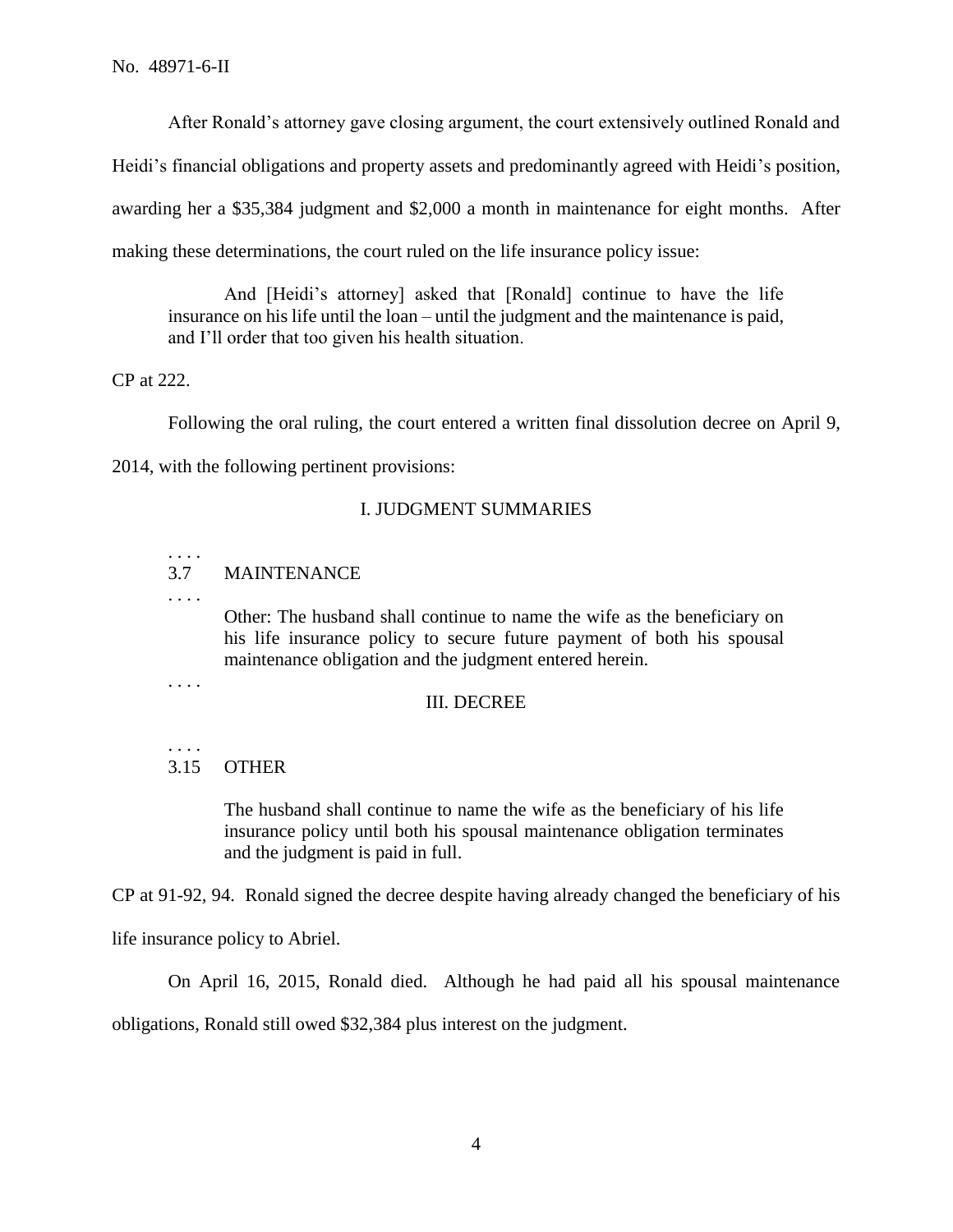After Ronald's attorney gave closing argument, the court extensively outlined Ronald and Heidi's financial obligations and property assets and predominantly agreed with Heidi's position, awarding her a $35,384 judgment and $2,000 a month in maintenance for eight months. After making these determinations, the court ruled on the life insurance policy issue:

> And [Heidi's attorney] asked that [Ronald] continue to have the life insurance on his life until the loan – until the judgment and the maintenance is paid, and I'll order that too given his health situation.

CP at 222.

Following the oral ruling, the court entered a written final dissolution decree on April 9, 2014, with the following pertinent provisions:

> I. JUDGMENT SUMMARIES
>
> . . . .
>
> 3.7 MAINTENANCE
>
> . . . .
>
> Other: The husband shall continue to name the wife as the beneficiary on his life insurance policy to secure future payment of both his spousal maintenance obligation and the judgment entered herein.
>
> . . . .
>
> III. DECREE
>
> . . . .
>
> 3.15 OTHER
>
> The husband shall continue to name the wife as the beneficiary of his life insurance policy until both his spousal maintenance obligation terminates and the judgment is paid in full.

CP at 91-92, 94. Ronald signed the decree despite having already changed the beneficiary of his life insurance policy to Abriel.

On April 16, 2015, Ronald died. Although he had paid all his spousal maintenance obligations, Ronald still owed $32,384 plus interest on the judgment.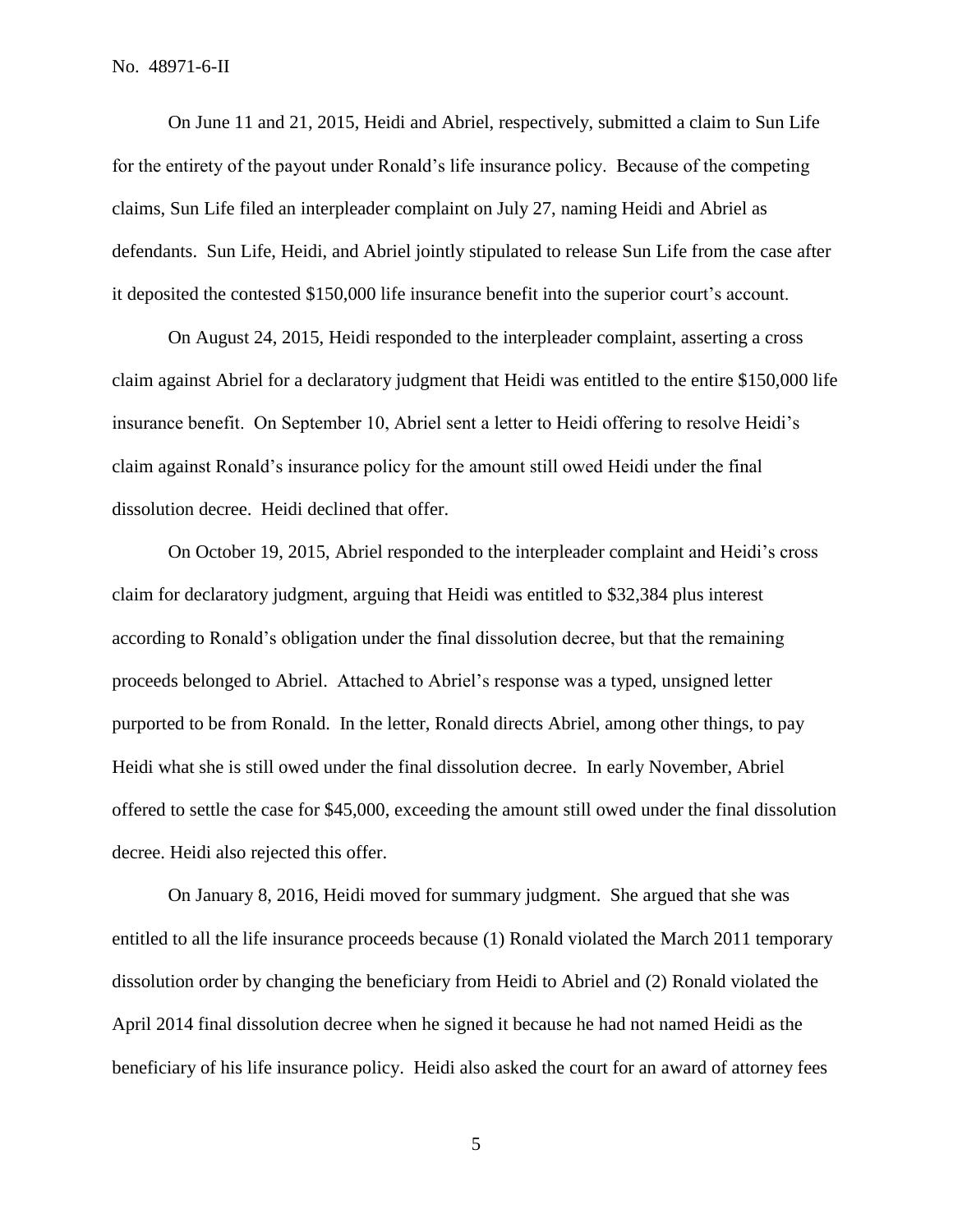On June 11 and 21, 2015, Heidi and Abriel, respectively, submitted a claim to Sun Life for the entirety of the payout under Ronald's life insurance policy. Because of the competing claims, Sun Life filed an interpleader complaint on July 27, naming Heidi and Abriel as defendants. Sun Life, Heidi, and Abriel jointly stipulated to release Sun Life from the case after it deposited the contested $150,000 life insurance benefit into the superior court's account.

On August 24, 2015, Heidi responded to the interpleader complaint, asserting a cross claim against Abriel for a declaratory judgment that Heidi was entitled to the entire $150,000 life insurance benefit. On September 10, Abriel sent a letter to Heidi offering to resolve Heidi's claim against Ronald's insurance policy for the amount still owed Heidi under the final dissolution decree. Heidi declined that offer.

On October 19, 2015, Abriel responded to the interpleader complaint and Heidi's cross claim for declaratory judgment, arguing that Heidi was entitled to $32,384 plus interest according to Ronald's obligation under the final dissolution decree, but that the remaining proceeds belonged to Abriel. Attached to Abriel's response was a typed, unsigned letter purported to be from Ronald. In the letter, Ronald directs Abriel, among other things, to pay Heidi what she is still owed under the final dissolution decree. In early November, Abriel offered to settle the case for $45,000, exceeding the amount still owed under the final dissolution decree. Heidi also rejected this offer.

On January 8, 2016, Heidi moved for summary judgment. She argued that she was entitled to all the life insurance proceeds because (1) Ronald violated the March 2011 temporary dissolution order by changing the beneficiary from Heidi to Abriel and (2) Ronald violated the April 2014 final dissolution decree when he signed it because he had not named Heidi as the beneficiary of his life insurance policy. Heidi also asked the court for an award of attorney fees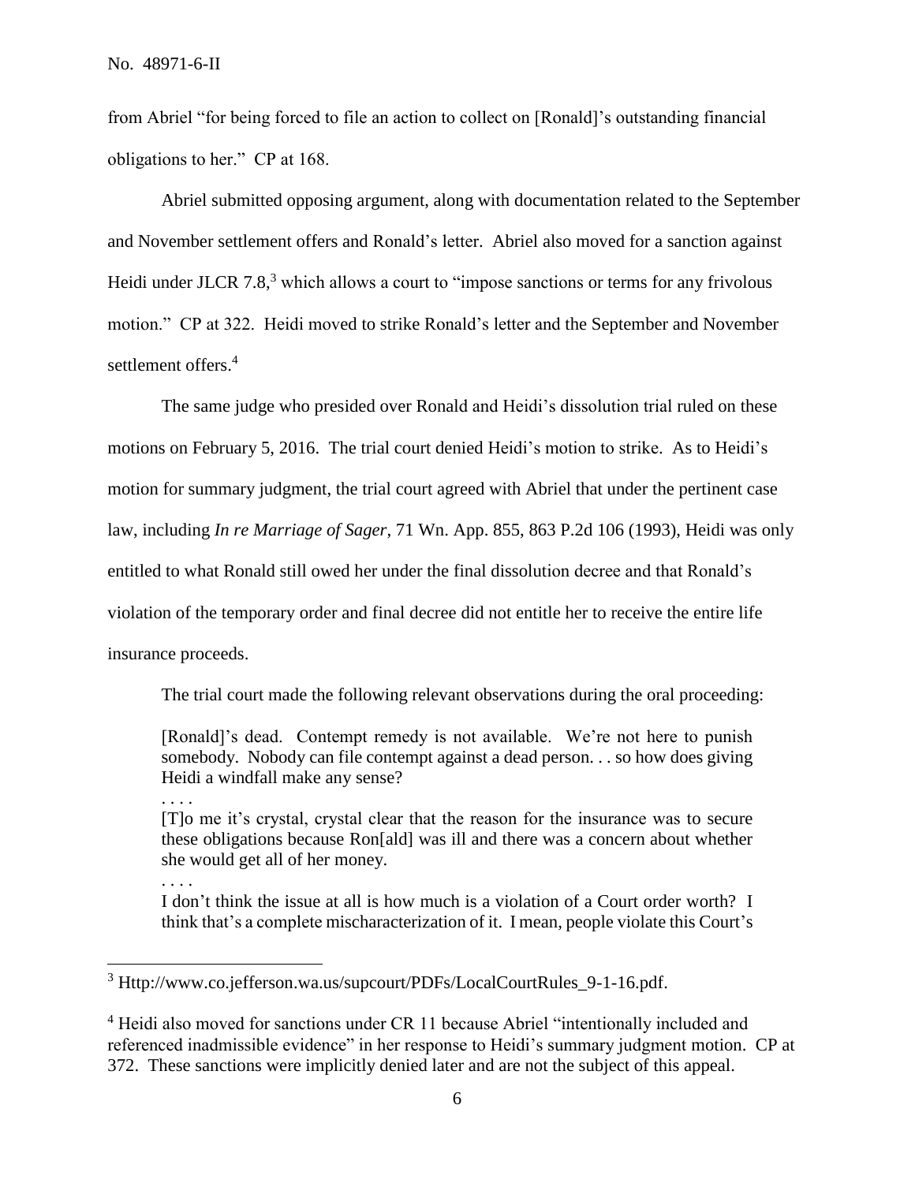from Abriel "for being forced to file an action to collect on [Ronald]'s outstanding financial obligations to her." CP at 168.

Abriel submitted opposing argument, along with documentation related to the September and November settlement offers and Ronald's letter. Abriel also moved for a sanction against Heidi under JLCR 7.8,[3] which allows a court to "impose sanctions or terms for any frivolous motion." CP at 322. Heidi moved to strike Ronald's letter and the September and November settlement offers.[4]

The same judge who presided over Ronald and Heidi's dissolution trial ruled on these motions on February 5, 2016. The trial court denied Heidi's motion to strike. As to Heidi's motion for summary judgment, the trial court agreed with Abriel that under the pertinent case law, including *In re Marriage of Sager*, 71 Wn. App. 855, 863 P.2d 106 (1993), Heidi was only entitled to what Ronald still owed her under the final dissolution decree and that Ronald's violation of the temporary order and final decree did not entitle her to receive the entire life insurance proceeds.

The trial court made the following relevant observations during the oral proceeding:

> [Ronald]'s dead. Contempt remedy is not available. We're not here to punish somebody. Nobody can file contempt against a dead person. . . so how does giving Heidi a windfall make any sense?
>
> . . . .
>
> [T]o me it's crystal, crystal clear that the reason for the insurance was to secure these obligations because Ron[ald] was ill and there was a concern about whether she would get all of her money.
>
> . . . .
>
> I don't think the issue at all is how much is a violation of a Court order worth? I think that's a complete mischaracterization of it. I mean, people violate this Court's

---

[3] Http://www.co.jefferson.wa.us/supcourt/PDFs/LocalCourtRules_9-1-16.pdf.

[4] Heidi also moved for sanctions under CR 11 because Abriel "intentionally included and referenced inadmissible evidence" in her response to Heidi's summary judgment motion. CP at 372. These sanctions were implicitly denied later and are not the subject of this appeal.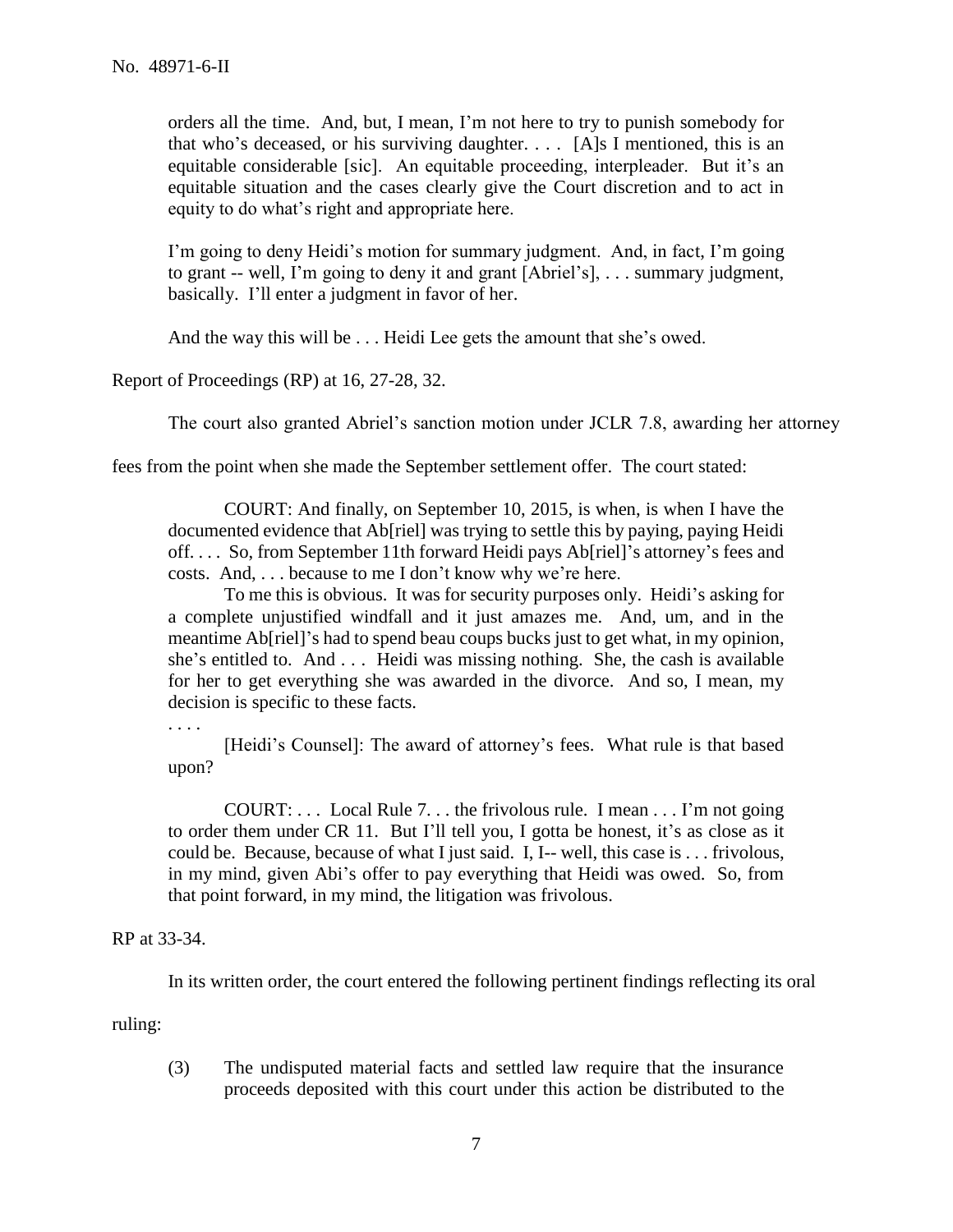> orders all the time. And, but, I mean, I'm not here to try to punish somebody for that who's deceased, or his surviving daughter. . . . [A]s I mentioned, this is an equitable considerable [sic]. An equitable proceeding, interpleader. But it's an equitable situation and the cases clearly give the Court discretion and to act in equity to do what's right and appropriate here.
>
> I'm going to deny Heidi's motion for summary judgment. And, in fact, I'm going to grant -- well, I'm going to deny it and grant [Abriel's], . . . summary judgment, basically. I'll enter a judgment in favor of her.
>
> And the way this will be . . . Heidi Lee gets the amount that she's owed.

Report of Proceedings (RP) at 16, 27-28, 32.

The court also granted Abriel's sanction motion under JCLR 7.8, awarding her attorney fees from the point when she made the September settlement offer. The court stated:

> COURT: And finally, on September 10, 2015, is when, is when I have the documented evidence that Ab[riel] was trying to settle this by paying, paying Heidi off. . . . So, from September 11th forward Heidi pays Ab[riel]'s attorney's fees and costs. And, . . . because to me I don't know why we're here.
>
> To me this is obvious. It was for security purposes only. Heidi's asking for a complete unjustified windfall and it just amazes me. And, um, and in the meantime Ab[riel]'s had to spend beau coups bucks just to get what, in my opinion, she's entitled to. And . . . Heidi was missing nothing. She, the cash is available for her to get everything she was awarded in the divorce. And so, I mean, my decision is specific to these facts.
>
> . . . .
>
> [Heidi's Counsel]: The award of attorney's fees. What rule is that based upon?
>
> COURT: . . . Local Rule 7. . . the frivolous rule. I mean . . . I'm not going to order them under CR 11. But I'll tell you, I gotta be honest, it's as close as it could be. Because, because of what I just said. I, I-- well, this case is . . . frivolous, in my mind, given Abi's offer to pay everything that Heidi was owed. So, from that point forward, in my mind, the litigation was frivolous.

RP at 33-34.

In its written order, the court entered the following pertinent findings reflecting its oral ruling:

> (3) The undisputed material facts and settled law require that the insurance proceeds deposited with this court under this action be distributed to the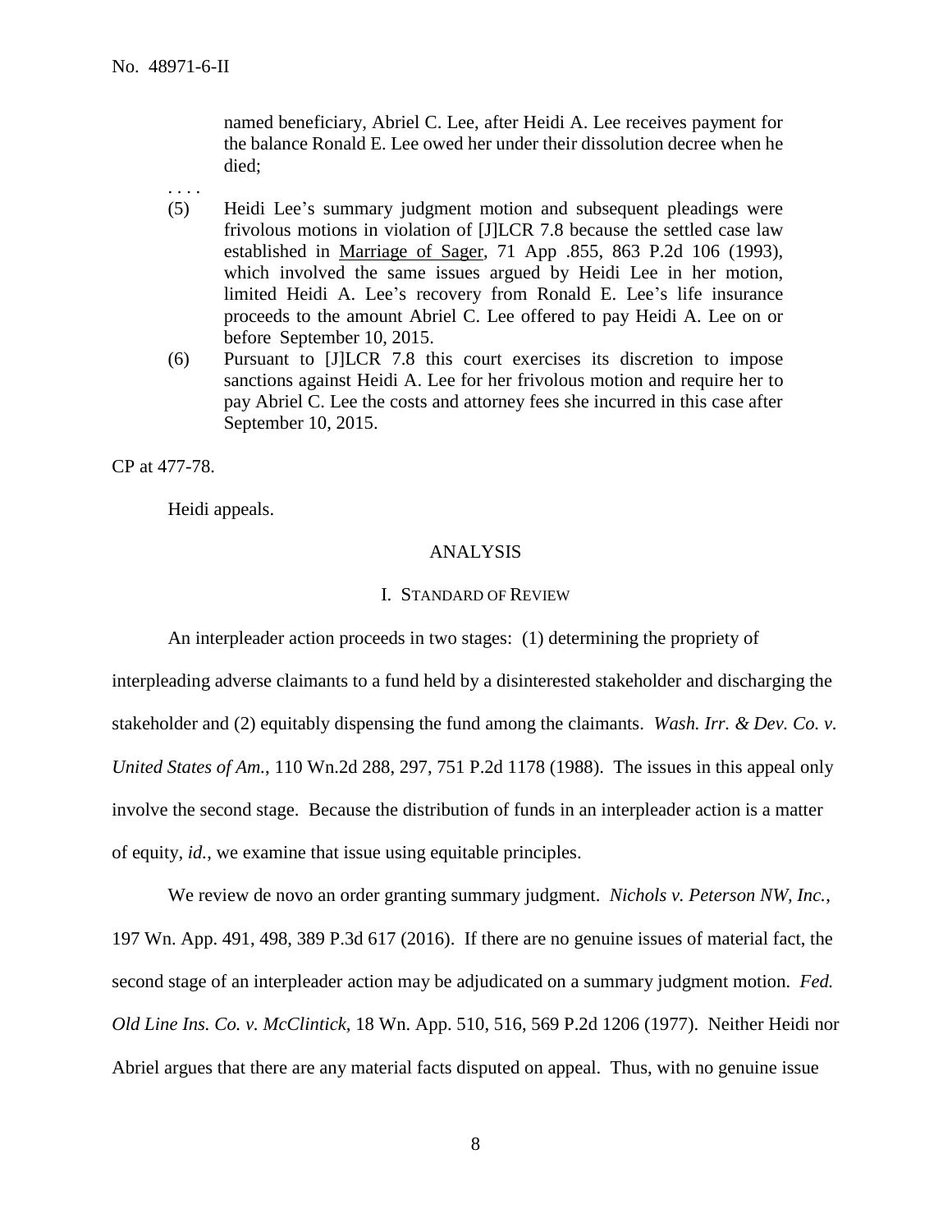named beneficiary, Abriel C. Lee, after Heidi A. Lee receives payment for the balance Ronald E. Lee owed her under their dissolution decree when he died;

. . . .

(5) Heidi Lee's summary judgment motion and subsequent pleadings were frivolous motions in violation of [J]LCR 7.8 because the settled case law established in Marriage of Sager, 71 App .855, 863 P.2d 106 (1993), which involved the same issues argued by Heidi Lee in her motion, limited Heidi A. Lee's recovery from Ronald E. Lee's life insurance proceeds to the amount Abriel C. Lee offered to pay Heidi A. Lee on or before September 10, 2015.

(6) Pursuant to [J]LCR 7.8 this court exercises its discretion to impose sanctions against Heidi A. Lee for her frivolous motion and require her to pay Abriel C. Lee the costs and attorney fees she incurred in this case after September 10, 2015.

CP at 477-78.

Heidi appeals.

## ANALYSIS

### I. STANDARD OF REVIEW

An interpleader action proceeds in two stages: (1) determining the propriety of interpleading adverse claimants to a fund held by a disinterested stakeholder and discharging the stakeholder and (2) equitably dispensing the fund among the claimants. *Wash. Irr. & Dev. Co. v. United States of Am.*, 110 Wn.2d 288, 297, 751 P.2d 1178 (1988). The issues in this appeal only involve the second stage. Because the distribution of funds in an interpleader action is a matter of equity, *id.*, we examine that issue using equitable principles.

We review de novo an order granting summary judgment. *Nichols v. Peterson NW, Inc.*, 197 Wn. App. 491, 498, 389 P.3d 617 (2016). If there are no genuine issues of material fact, the second stage of an interpleader action may be adjudicated on a summary judgment motion. *Fed. Old Line Ins. Co. v. McClintick*, 18 Wn. App. 510, 516, 569 P.2d 1206 (1977). Neither Heidi nor Abriel argues that there are any material facts disputed on appeal. Thus, with no genuine issue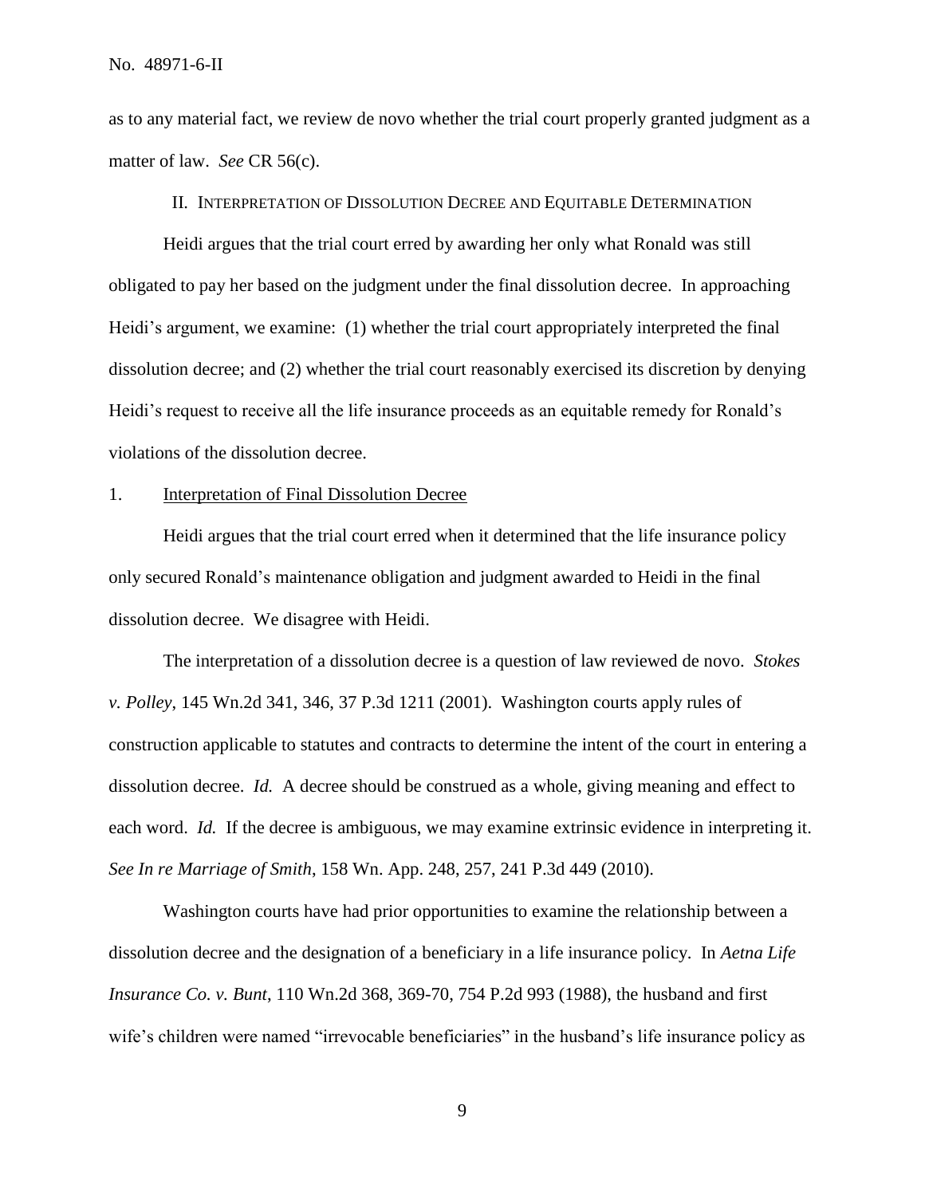as to any material fact, we review de novo whether the trial court properly granted judgment as a matter of law. *See* CR 56(c).

## II. Interpretation of Dissolution Decree and Equitable Determination

Heidi argues that the trial court erred by awarding her only what Ronald was still obligated to pay her based on the judgment under the final dissolution decree. In approaching Heidi's argument, we examine: (1) whether the trial court appropriately interpreted the final dissolution decree; and (2) whether the trial court reasonably exercised its discretion by denying Heidi's request to receive all the life insurance proceeds as an equitable remedy for Ronald's violations of the dissolution decree.

### 1. Interpretation of Final Dissolution Decree

Heidi argues that the trial court erred when it determined that the life insurance policy only secured Ronald's maintenance obligation and judgment awarded to Heidi in the final dissolution decree. We disagree with Heidi.

The interpretation of a dissolution decree is a question of law reviewed de novo. *Stokes v. Polley*, 145 Wn.2d 341, 346, 37 P.3d 1211 (2001). Washington courts apply rules of construction applicable to statutes and contracts to determine the intent of the court in entering a dissolution decree. *Id.* A decree should be construed as a whole, giving meaning and effect to each word. *Id.* If the decree is ambiguous, we may examine extrinsic evidence in interpreting it. *See In re Marriage of Smith*, 158 Wn. App. 248, 257, 241 P.3d 449 (2010).

Washington courts have had prior opportunities to examine the relationship between a dissolution decree and the designation of a beneficiary in a life insurance policy. In *Aetna Life Insurance Co. v. Bunt*, 110 Wn.2d 368, 369-70, 754 P.2d 993 (1988), the husband and first wife's children were named "irrevocable beneficiaries" in the husband's life insurance policy as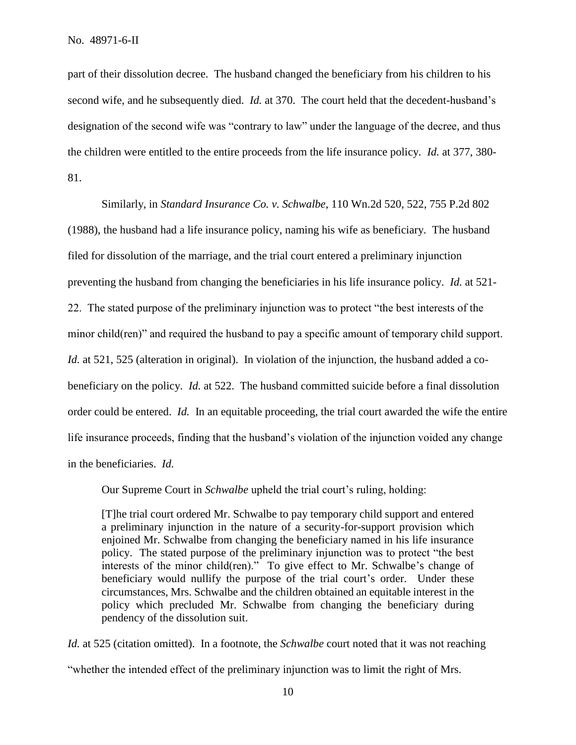part of their dissolution decree. The husband changed the beneficiary from his children to his second wife, and he subsequently died. *Id.* at 370. The court held that the decedent-husband's designation of the second wife was "contrary to law" under the language of the decree, and thus the children were entitled to the entire proceeds from the life insurance policy. *Id.* at 377, 380-81.

Similarly, in *Standard Insurance Co. v. Schwalbe*, 110 Wn.2d 520, 522, 755 P.2d 802 (1988), the husband had a life insurance policy, naming his wife as beneficiary. The husband filed for dissolution of the marriage, and the trial court entered a preliminary injunction preventing the husband from changing the beneficiaries in his life insurance policy. *Id.* at 521-22. The stated purpose of the preliminary injunction was to protect "the best interests of the minor child(ren)" and required the husband to pay a specific amount of temporary child support. *Id.* at 521, 525 (alteration in original). In violation of the injunction, the husband added a co-beneficiary on the policy. *Id.* at 522. The husband committed suicide before a final dissolution order could be entered. *Id.* In an equitable proceeding, the trial court awarded the wife the entire life insurance proceeds, finding that the husband's violation of the injunction voided any change in the beneficiaries. *Id.*

Our Supreme Court in *Schwalbe* upheld the trial court's ruling, holding:

> [T]he trial court ordered Mr. Schwalbe to pay temporary child support and entered a preliminary injunction in the nature of a security-for-support provision which enjoined Mr. Schwalbe from changing the beneficiary named in his life insurance policy. The stated purpose of the preliminary injunction was to protect "the best interests of the minor child(ren)." To give effect to Mr. Schwalbe's change of beneficiary would nullify the purpose of the trial court's order. Under these circumstances, Mrs. Schwalbe and the children obtained an equitable interest in the policy which precluded Mr. Schwalbe from changing the beneficiary during pendency of the dissolution suit.

*Id.* at 525 (citation omitted). In a footnote, the *Schwalbe* court noted that it was not reaching "whether the intended effect of the preliminary injunction was to limit the right of Mrs.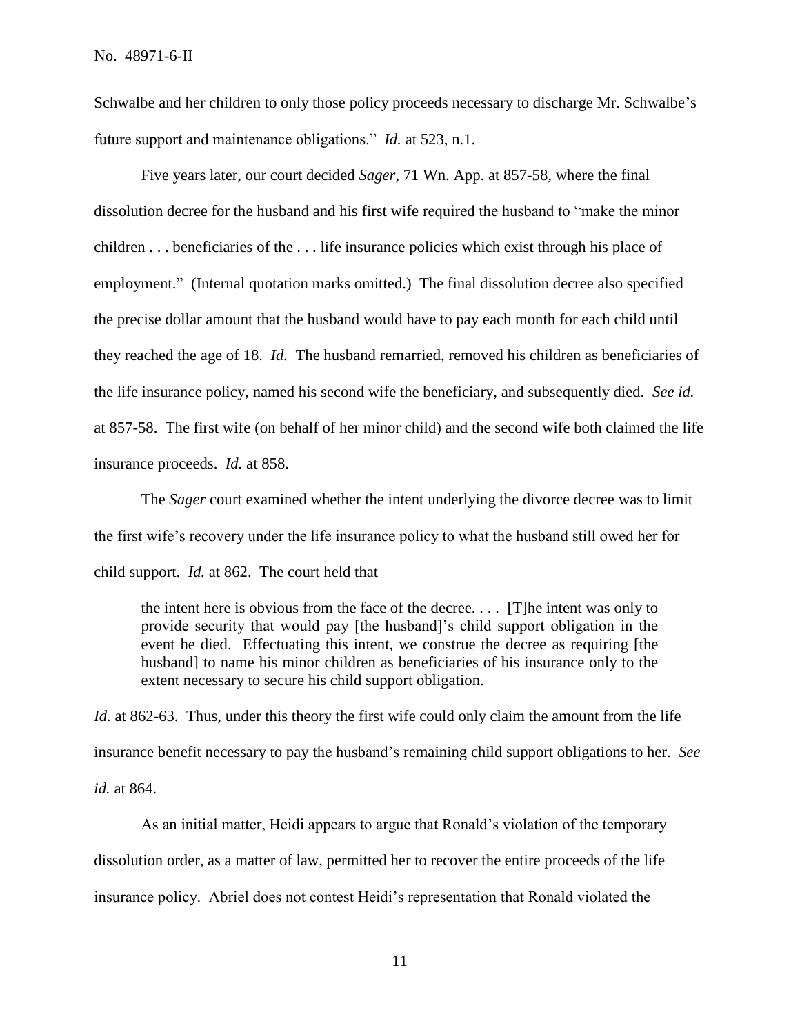Schwalbe and her children to only those policy proceeds necessary to discharge Mr. Schwalbe's future support and maintenance obligations." *Id.* at 523, n.1.

Five years later, our court decided *Sager*, 71 Wn. App. at 857-58, where the final dissolution decree for the husband and his first wife required the husband to "make the minor children . . . beneficiaries of the . . . life insurance policies which exist through his place of employment." (Internal quotation marks omitted.) The final dissolution decree also specified the precise dollar amount that the husband would have to pay each month for each child until they reached the age of 18. *Id.* The husband remarried, removed his children as beneficiaries of the life insurance policy, named his second wife the beneficiary, and subsequently died. *See id.* at 857-58. The first wife (on behalf of her minor child) and the second wife both claimed the life insurance proceeds. *Id.* at 858.

The *Sager* court examined whether the intent underlying the divorce decree was to limit the first wife's recovery under the life insurance policy to what the husband still owed her for child support. *Id.* at 862. The court held that

> the intent here is obvious from the face of the decree. . . . [T]he intent was only to provide security that would pay [the husband]'s child support obligation in the event he died. Effectuating this intent, we construe the decree as requiring [the husband] to name his minor children as beneficiaries of his insurance only to the extent necessary to secure his child support obligation.

*Id.* at 862-63. Thus, under this theory the first wife could only claim the amount from the life insurance benefit necessary to pay the husband's remaining child support obligations to her. *See id.* at 864.

As an initial matter, Heidi appears to argue that Ronald's violation of the temporary dissolution order, as a matter of law, permitted her to recover the entire proceeds of the life insurance policy. Abriel does not contest Heidi's representation that Ronald violated the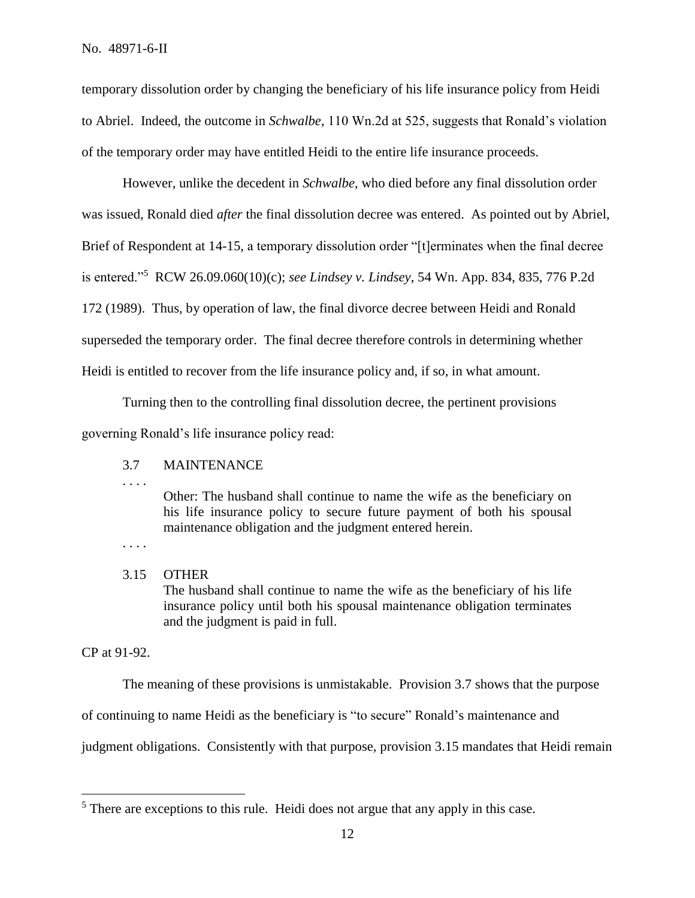temporary dissolution order by changing the beneficiary of his life insurance policy from Heidi to Abriel. Indeed, the outcome in *Schwalbe*, 110 Wn.2d at 525, suggests that Ronald's violation of the temporary order may have entitled Heidi to the entire life insurance proceeds.

However, unlike the decedent in *Schwalbe*, who died before any final dissolution order was issued, Ronald died *after* the final dissolution decree was entered. As pointed out by Abriel, Brief of Respondent at 14-15, a temporary dissolution order "[t]erminates when the final decree is entered."[5] RCW 26.09.060(10)(c); *see Lindsey v. Lindsey*, 54 Wn. App. 834, 835, 776 P.2d 172 (1989). Thus, by operation of law, the final divorce decree between Heidi and Ronald superseded the temporary order. The final decree therefore controls in determining whether Heidi is entitled to recover from the life insurance policy and, if so, in what amount.

Turning then to the controlling final dissolution decree, the pertinent provisions governing Ronald's life insurance policy read:

> 3.7 MAINTENANCE
>
> . . . .
>
> Other: The husband shall continue to name the wife as the beneficiary on his life insurance policy to secure future payment of both his spousal maintenance obligation and the judgment entered herein.
>
> . . . .
>
> 3.15 OTHER
>
> The husband shall continue to name the wife as the beneficiary of his life insurance policy until both his spousal maintenance obligation terminates and the judgment is paid in full.

CP at 91-92.

The meaning of these provisions is unmistakable. Provision 3.7 shows that the purpose of continuing to name Heidi as the beneficiary is "to secure" Ronald's maintenance and judgment obligations. Consistently with that purpose, provision 3.15 mandates that Heidi remain

[5] There are exceptions to this rule. Heidi does not argue that any apply in this case.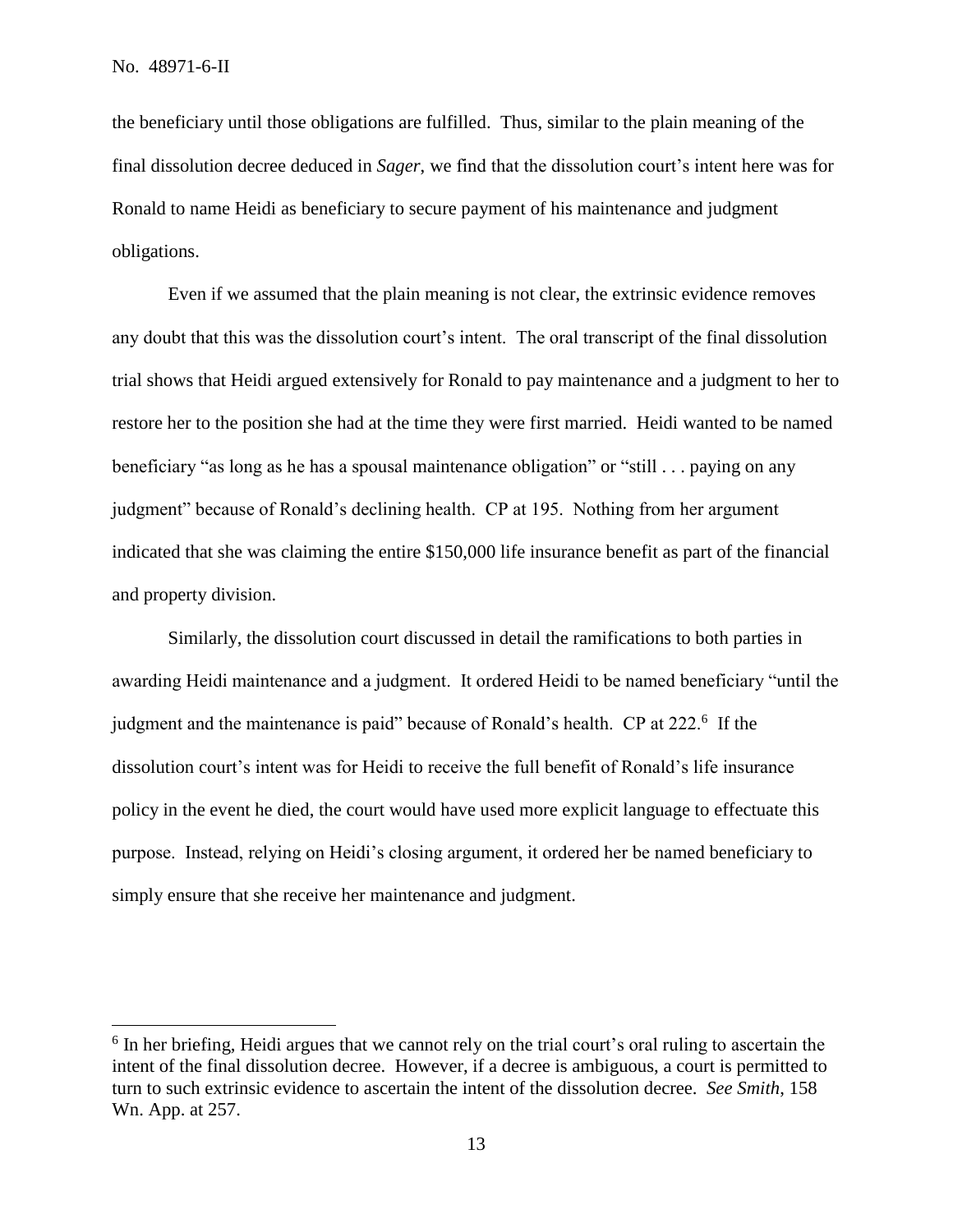the beneficiary until those obligations are fulfilled. Thus, similar to the plain meaning of the final dissolution decree deduced in *Sager*, we find that the dissolution court's intent here was for Ronald to name Heidi as beneficiary to secure payment of his maintenance and judgment obligations.

Even if we assumed that the plain meaning is not clear, the extrinsic evidence removes any doubt that this was the dissolution court's intent. The oral transcript of the final dissolution trial shows that Heidi argued extensively for Ronald to pay maintenance and a judgment to her to restore her to the position she had at the time they were first married. Heidi wanted to be named beneficiary "as long as he has a spousal maintenance obligation" or "still . . . paying on any judgment" because of Ronald's declining health. CP at 195. Nothing from her argument indicated that she was claiming the entire $150,000 life insurance benefit as part of the financial and property division.

Similarly, the dissolution court discussed in detail the ramifications to both parties in awarding Heidi maintenance and a judgment. It ordered Heidi to be named beneficiary "until the judgment and the maintenance is paid" because of Ronald's health. CP at 222.[6] If the dissolution court's intent was for Heidi to receive the full benefit of Ronald's life insurance policy in the event he died, the court would have used more explicit language to effectuate this purpose. Instead, relying on Heidi's closing argument, it ordered her be named beneficiary to simply ensure that she receive her maintenance and judgment.

---

[6] In her briefing, Heidi argues that we cannot rely on the trial court's oral ruling to ascertain the intent of the final dissolution decree. However, if a decree is ambiguous, a court is permitted to turn to such extrinsic evidence to ascertain the intent of the dissolution decree. *See Smith*, 158 Wn. App. at 257.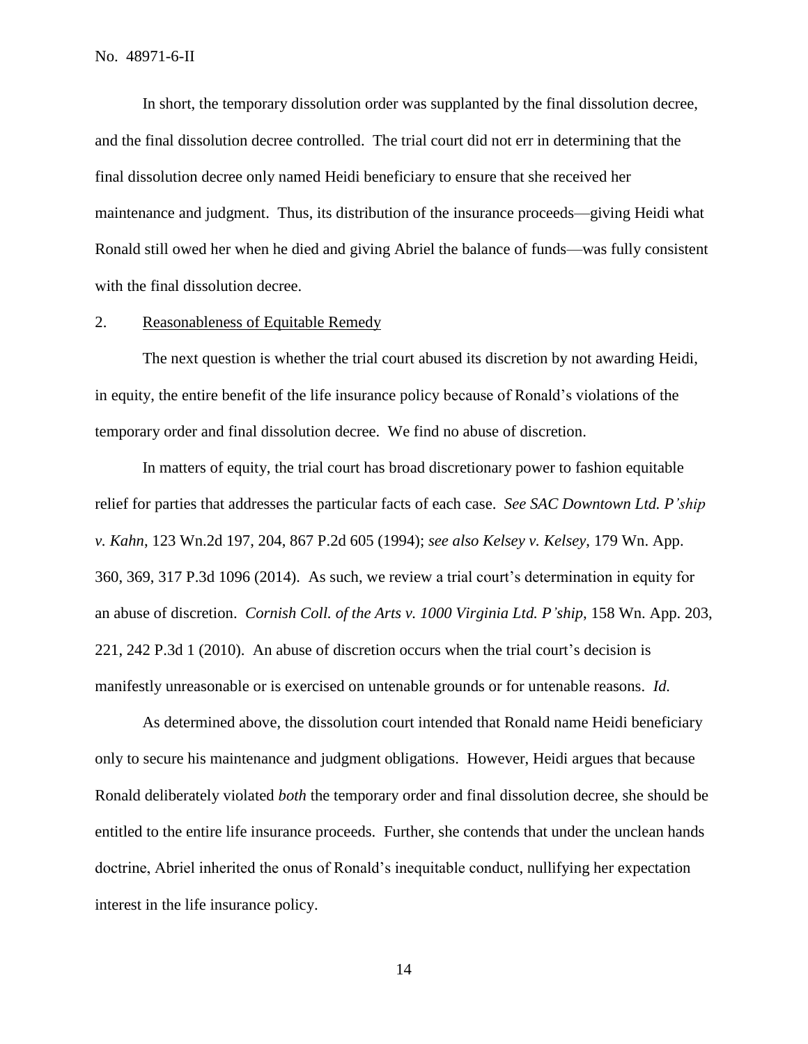In short, the temporary dissolution order was supplanted by the final dissolution decree, and the final dissolution decree controlled. The trial court did not err in determining that the final dissolution decree only named Heidi beneficiary to ensure that she received her maintenance and judgment. Thus, its distribution of the insurance proceeds—giving Heidi what Ronald still owed her when he died and giving Abriel the balance of funds—was fully consistent with the final dissolution decree.

2. Reasonableness of Equitable Remedy

The next question is whether the trial court abused its discretion by not awarding Heidi, in equity, the entire benefit of the life insurance policy because of Ronald's violations of the temporary order and final dissolution decree. We find no abuse of discretion.

In matters of equity, the trial court has broad discretionary power to fashion equitable relief for parties that addresses the particular facts of each case. *See SAC Downtown Ltd. P'ship v. Kahn*, 123 Wn.2d 197, 204, 867 P.2d 605 (1994); *see also Kelsey v. Kelsey*, 179 Wn. App. 360, 369, 317 P.3d 1096 (2014). As such, we review a trial court's determination in equity for an abuse of discretion. *Cornish Coll. of the Arts v. 1000 Virginia Ltd. P'ship*, 158 Wn. App. 203, 221, 242 P.3d 1 (2010). An abuse of discretion occurs when the trial court's decision is manifestly unreasonable or is exercised on untenable grounds or for untenable reasons. *Id.*

As determined above, the dissolution court intended that Ronald name Heidi beneficiary only to secure his maintenance and judgment obligations. However, Heidi argues that because Ronald deliberately violated *both* the temporary order and final dissolution decree, she should be entitled to the entire life insurance proceeds. Further, she contends that under the unclean hands doctrine, Abriel inherited the onus of Ronald's inequitable conduct, nullifying her expectation interest in the life insurance policy.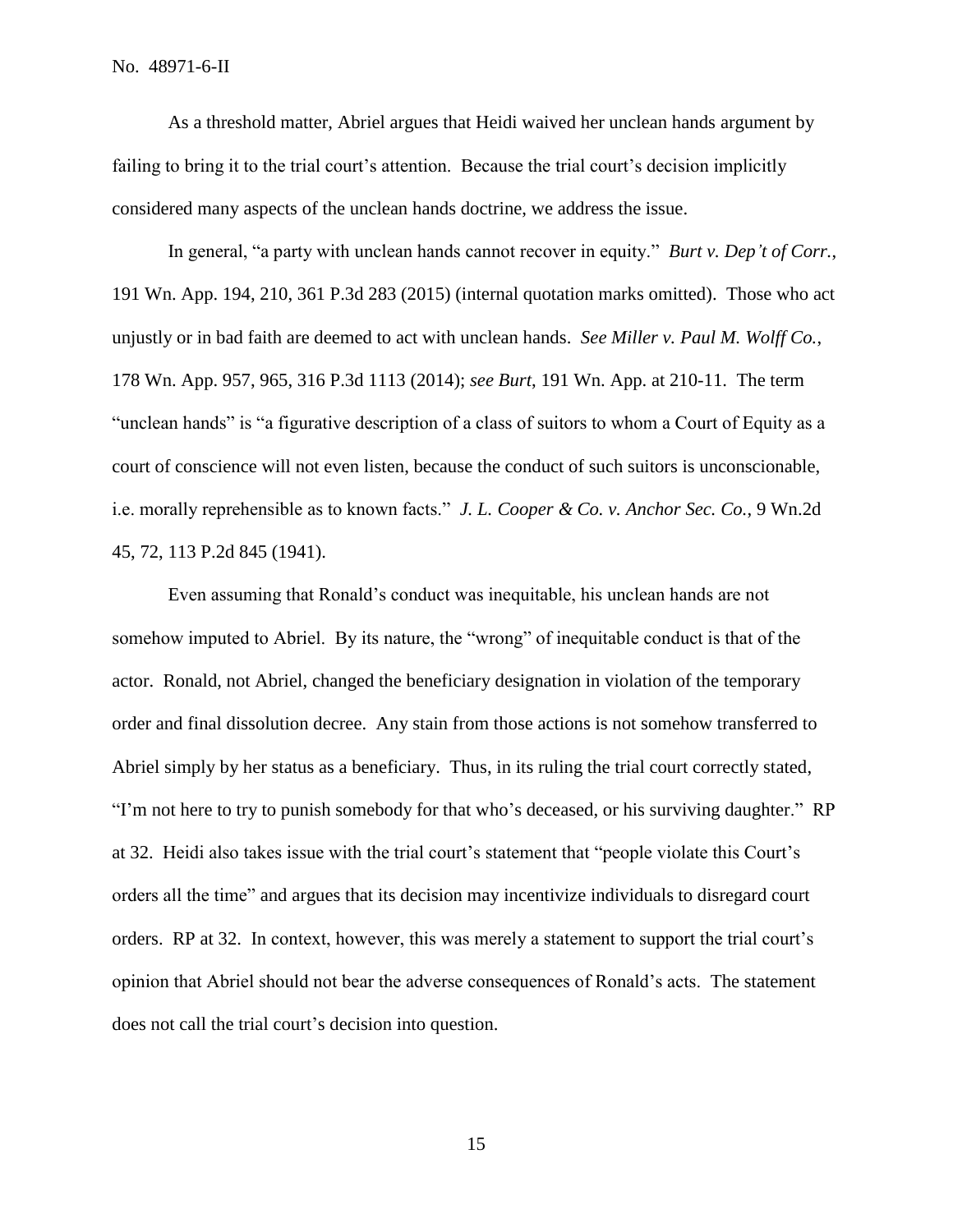As a threshold matter, Abriel argues that Heidi waived her unclean hands argument by failing to bring it to the trial court's attention. Because the trial court's decision implicitly considered many aspects of the unclean hands doctrine, we address the issue.

In general, "a party with unclean hands cannot recover in equity." *Burt v. Dep't of Corr.*, 191 Wn. App. 194, 210, 361 P.3d 283 (2015) (internal quotation marks omitted). Those who act unjustly or in bad faith are deemed to act with unclean hands. *See Miller v. Paul M. Wolff Co.*, 178 Wn. App. 957, 965, 316 P.3d 1113 (2014); *see Burt*, 191 Wn. App. at 210-11. The term "unclean hands" is "a figurative description of a class of suitors to whom a Court of Equity as a court of conscience will not even listen, because the conduct of such suitors is unconscionable, i.e. morally reprehensible as to known facts." *J. L. Cooper & Co. v. Anchor Sec. Co.*, 9 Wn.2d 45, 72, 113 P.2d 845 (1941).

Even assuming that Ronald's conduct was inequitable, his unclean hands are not somehow imputed to Abriel. By its nature, the "wrong" of inequitable conduct is that of the actor. Ronald, not Abriel, changed the beneficiary designation in violation of the temporary order and final dissolution decree. Any stain from those actions is not somehow transferred to Abriel simply by her status as a beneficiary. Thus, in its ruling the trial court correctly stated, "I'm not here to try to punish somebody for that who's deceased, or his surviving daughter." RP at 32. Heidi also takes issue with the trial court's statement that "people violate this Court's orders all the time" and argues that its decision may incentivize individuals to disregard court orders. RP at 32. In context, however, this was merely a statement to support the trial court's opinion that Abriel should not bear the adverse consequences of Ronald's acts. The statement does not call the trial court's decision into question.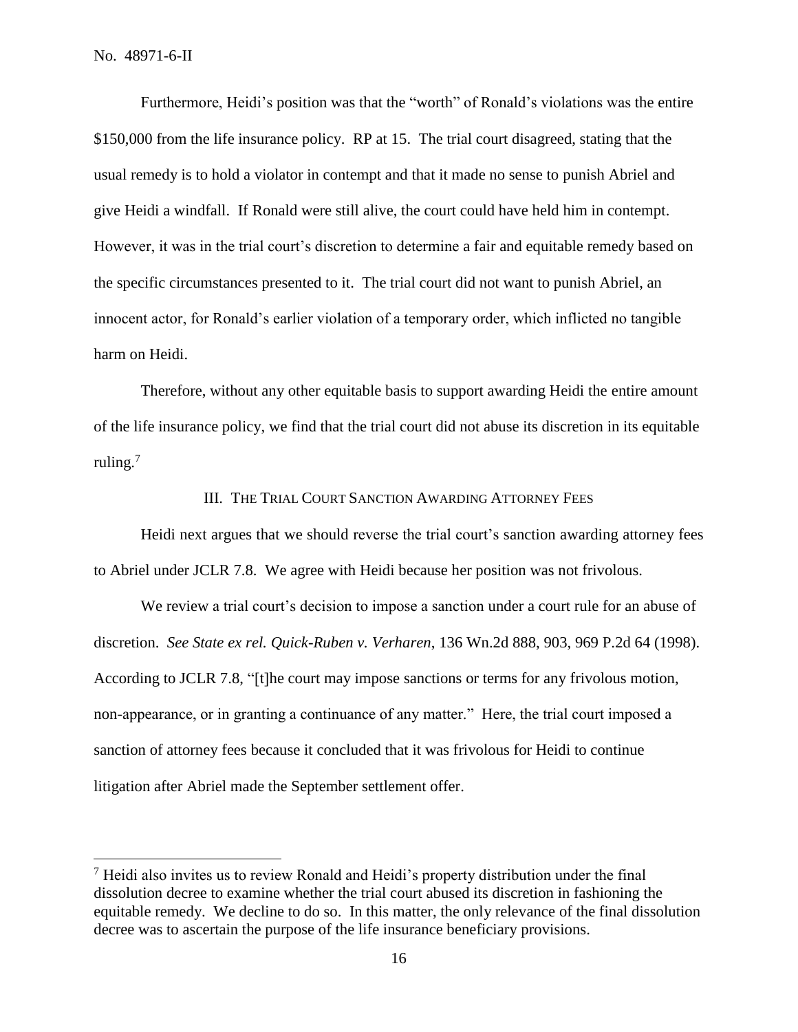Furthermore, Heidi's position was that the "worth" of Ronald's violations was the entire $150,000 from the life insurance policy. RP at 15. The trial court disagreed, stating that the usual remedy is to hold a violator in contempt and that it made no sense to punish Abriel and give Heidi a windfall. If Ronald were still alive, the court could have held him in contempt. However, it was in the trial court's discretion to determine a fair and equitable remedy based on the specific circumstances presented to it. The trial court did not want to punish Abriel, an innocent actor, for Ronald's earlier violation of a temporary order, which inflicted no tangible harm on Heidi.

Therefore, without any other equitable basis to support awarding Heidi the entire amount of the life insurance policy, we find that the trial court did not abuse its discretion in its equitable ruling.[7]

## III. THE TRIAL COURT SANCTION AWARDING ATTORNEY FEES

Heidi next argues that we should reverse the trial court's sanction awarding attorney fees to Abriel under JCLR 7.8. We agree with Heidi because her position was not frivolous.

We review a trial court's decision to impose a sanction under a court rule for an abuse of discretion. *See State ex rel. Quick-Ruben v. Verharen*, 136 Wn.2d 888, 903, 969 P.2d 64 (1998). According to JCLR 7.8, "[t]he court may impose sanctions or terms for any frivolous motion, non-appearance, or in granting a continuance of any matter." Here, the trial court imposed a sanction of attorney fees because it concluded that it was frivolous for Heidi to continue litigation after Abriel made the September settlement offer.

---

[7] Heidi also invites us to review Ronald and Heidi's property distribution under the final dissolution decree to examine whether the trial court abused its discretion in fashioning the equitable remedy. We decline to do so. In this matter, the only relevance of the final dissolution decree was to ascertain the purpose of the life insurance beneficiary provisions.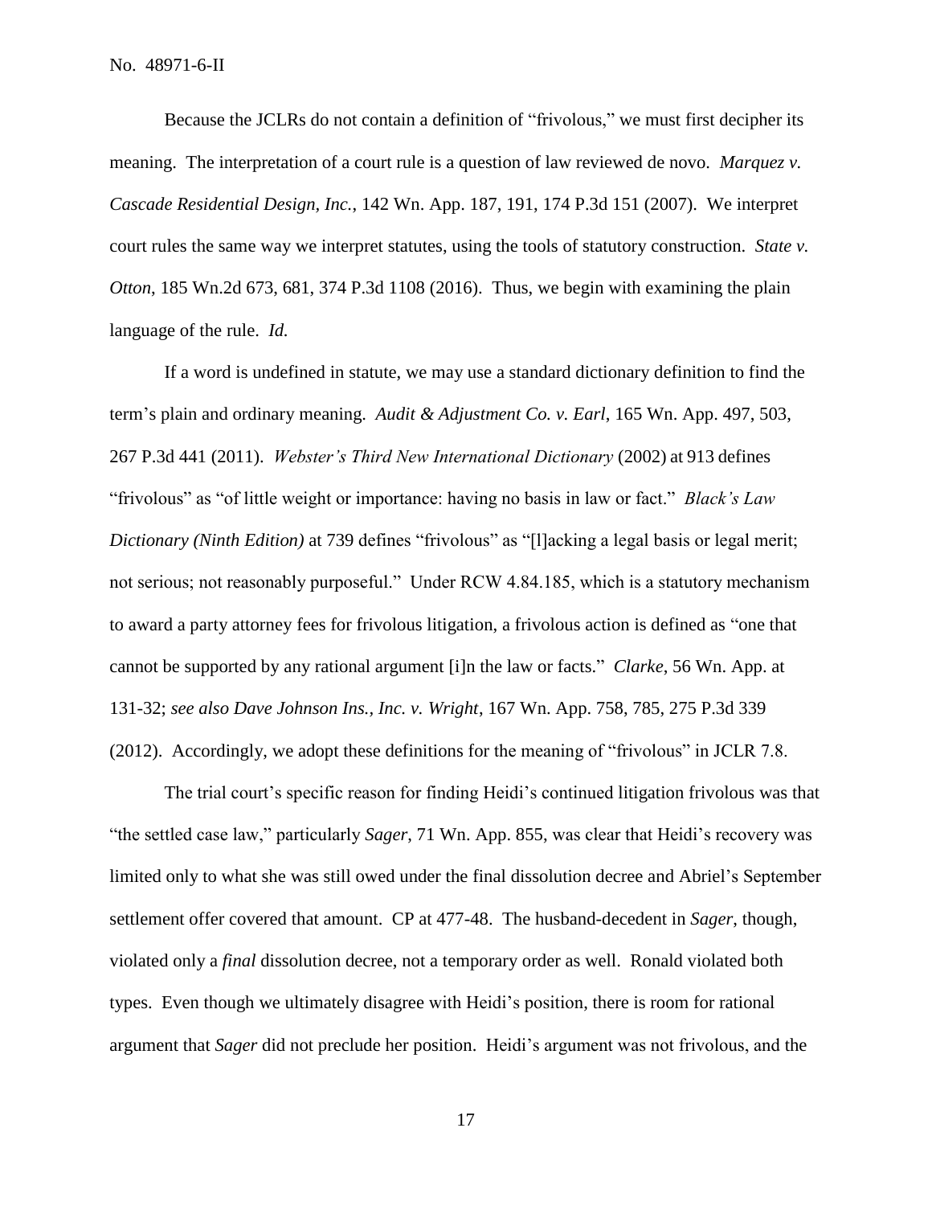Because the JCLRs do not contain a definition of "frivolous," we must first decipher its meaning. The interpretation of a court rule is a question of law reviewed de novo. *Marquez v. Cascade Residential Design, Inc.*, 142 Wn. App. 187, 191, 174 P.3d 151 (2007). We interpret court rules the same way we interpret statutes, using the tools of statutory construction. *State v. Otton*, 185 Wn.2d 673, 681, 374 P.3d 1108 (2016). Thus, we begin with examining the plain language of the rule. *Id.*

If a word is undefined in statute, we may use a standard dictionary definition to find the term's plain and ordinary meaning. *Audit & Adjustment Co. v. Earl*, 165 Wn. App. 497, 503, 267 P.3d 441 (2011). *Webster's Third New International Dictionary* (2002) at 913 defines "frivolous" as "of little weight or importance: having no basis in law or fact." *Black's Law Dictionary (Ninth Edition)* at 739 defines "frivolous" as "[l]acking a legal basis or legal merit; not serious; not reasonably purposeful." Under RCW 4.84.185, which is a statutory mechanism to award a party attorney fees for frivolous litigation, a frivolous action is defined as "one that cannot be supported by any rational argument [i]n the law or facts." *Clarke*, 56 Wn. App. at 131-32; *see also Dave Johnson Ins., Inc. v. Wright*, 167 Wn. App. 758, 785, 275 P.3d 339 (2012). Accordingly, we adopt these definitions for the meaning of "frivolous" in JCLR 7.8.

The trial court's specific reason for finding Heidi's continued litigation frivolous was that "the settled case law," particularly *Sager*, 71 Wn. App. 855, was clear that Heidi's recovery was limited only to what she was still owed under the final dissolution decree and Abriel's September settlement offer covered that amount. CP at 477-48. The husband-decedent in *Sager*, though, violated only a *final* dissolution decree, not a temporary order as well. Ronald violated both types. Even though we ultimately disagree with Heidi's position, there is room for rational argument that *Sager* did not preclude her position. Heidi's argument was not frivolous, and the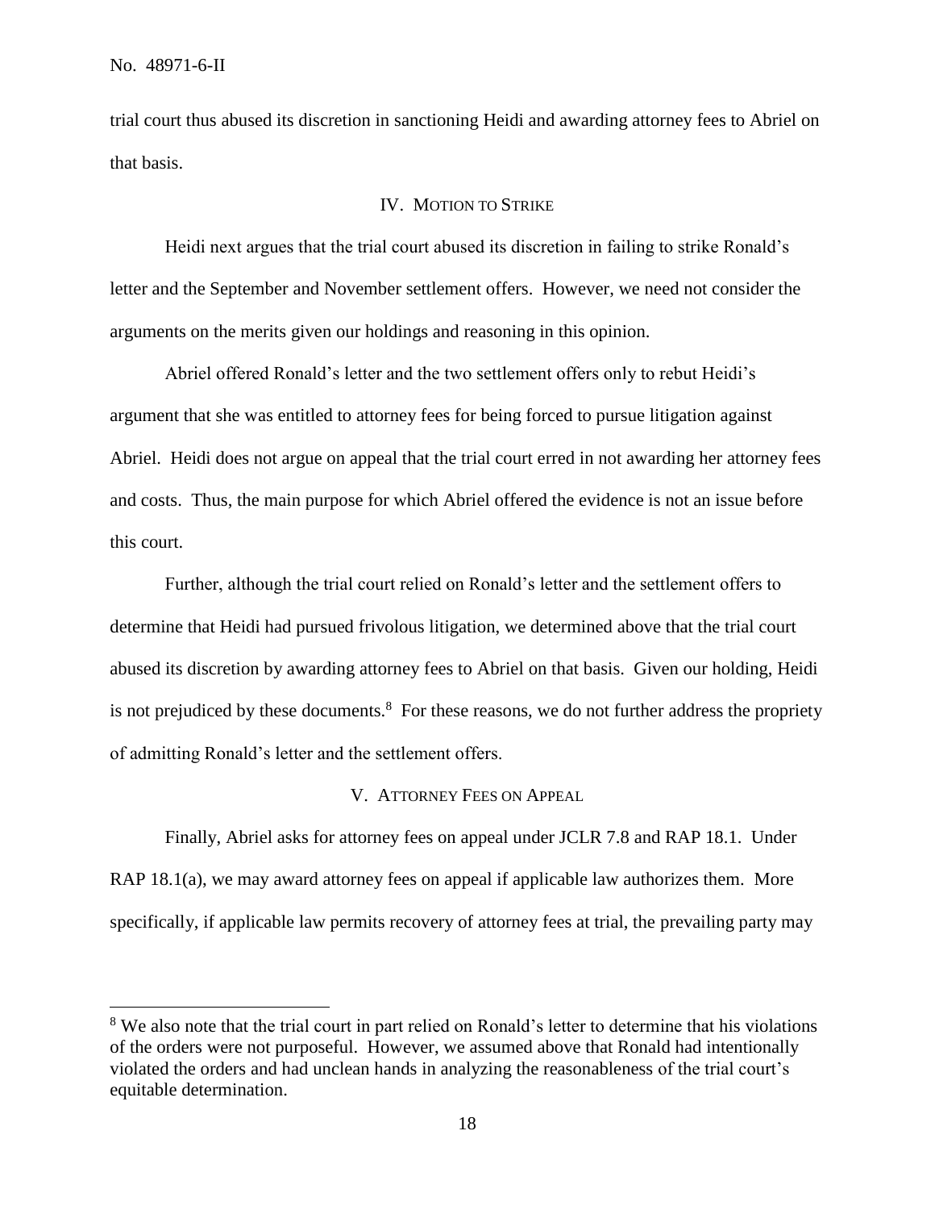trial court thus abused its discretion in sanctioning Heidi and awarding attorney fees to Abriel on that basis.

## IV. Motion to Strike

Heidi next argues that the trial court abused its discretion in failing to strike Ronald's letter and the September and November settlement offers. However, we need not consider the arguments on the merits given our holdings and reasoning in this opinion.

Abriel offered Ronald's letter and the two settlement offers only to rebut Heidi's argument that she was entitled to attorney fees for being forced to pursue litigation against Abriel. Heidi does not argue on appeal that the trial court erred in not awarding her attorney fees and costs. Thus, the main purpose for which Abriel offered the evidence is not an issue before this court.

Further, although the trial court relied on Ronald's letter and the settlement offers to determine that Heidi had pursued frivolous litigation, we determined above that the trial court abused its discretion by awarding attorney fees to Abriel on that basis. Given our holding, Heidi is not prejudiced by these documents.[8] For these reasons, we do not further address the propriety of admitting Ronald's letter and the settlement offers.

## V. Attorney Fees on Appeal

Finally, Abriel asks for attorney fees on appeal under JCLR 7.8 and RAP 18.1. Under RAP 18.1(a), we may award attorney fees on appeal if applicable law authorizes them. More specifically, if applicable law permits recovery of attorney fees at trial, the prevailing party may

---

[8] We also note that the trial court in part relied on Ronald's letter to determine that his violations of the orders were not purposeful. However, we assumed above that Ronald had intentionally violated the orders and had unclean hands in analyzing the reasonableness of the trial court's equitable determination.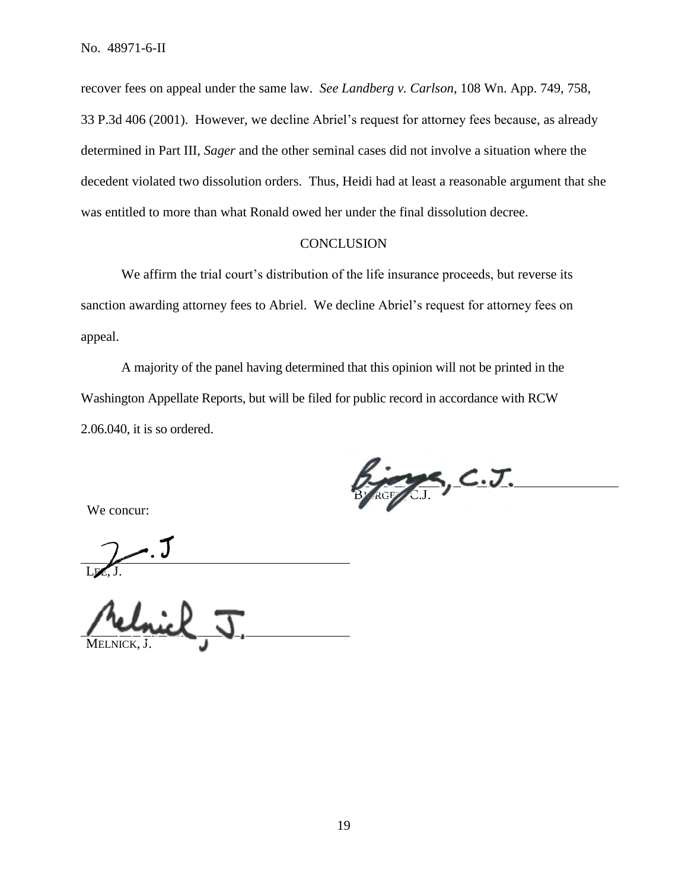recover fees on appeal under the same law. *See Landberg v. Carlson*, 108 Wn. App. 749, 758, 33 P.3d 406 (2001). However, we decline Abriel's request for attorney fees because, as already determined in Part III, *Sager* and the other seminal cases did not involve a situation where the decedent violated two dissolution orders. Thus, Heidi had at least a reasonable argument that she was entitled to more than what Ronald owed her under the final dissolution decree.

## CONCLUSION

We affirm the trial court's distribution of the life insurance proceeds, but reverse its sanction awarding attorney fees to Abriel. We decline Abriel's request for attorney fees on appeal.

A majority of the panel having determined that this opinion will not be printed in the Washington Appellate Reports, but will be filed for public record in accordance with RCW 2.06.040, it is so ordered.

BJORGEN, C.J.

We concur:

LEE, J.

MELNICK, J.